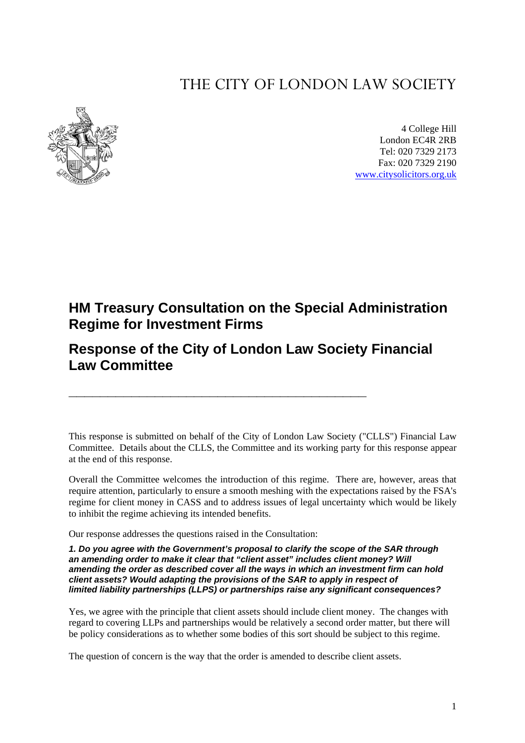# THE CITY OF LONDON LAW SOCIETY

4 College Hill
London EC4R 2RB
Tel: 020 7329 2173
Fax: 020 7329 2190
www.citysolicitors.org.uk

## HM Treasury Consultation on the Special Administration Regime for Investment Firms

## Response of the City of London Law Society Financial Law Committee

---

This response is submitted on behalf of the City of London Law Society ("CLLS") Financial Law Committee. Details about the CLLS, the Committee and its working party for this response appear at the end of this response.

Overall the Committee welcomes the introduction of this regime. There are, however, areas that require attention, particularly to ensure a smooth meshing with the expectations raised by the FSA's regime for client money in CASS and to address issues of legal uncertainty which would be likely to inhibit the regime achieving its intended benefits.

Our response addresses the questions raised in the Consultation:

***1. Do you agree with the Government's proposal to clarify the scope of the SAR through an amending order to make it clear that "client asset" includes client money? Will amending the order as described cover all the ways in which an investment firm can hold client assets? Would adapting the provisions of the SAR to apply in respect of limited liability partnerships (LLPS) or partnerships raise any significant consequences?***

Yes, we agree with the principle that client assets should include client money. The changes with regard to covering LLPs and partnerships would be relatively a second order matter, but there will be policy considerations as to whether some bodies of this sort should be subject to this regime.

The question of concern is the way that the order is amended to describe client assets.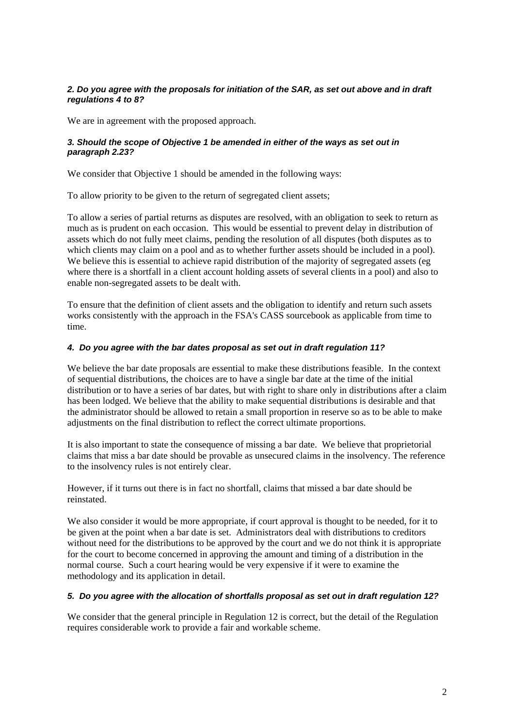***2. Do you agree with the proposals for initiation of the SAR, as set out above and in draft regulations 4 to 8?***

We are in agreement with the proposed approach.

***3. Should the scope of Objective 1 be amended in either of the ways as set out in paragraph 2.23?***

We consider that Objective 1 should be amended in the following ways:

To allow priority to be given to the return of segregated client assets;

To allow a series of partial returns as disputes are resolved, with an obligation to seek to return as much as is prudent on each occasion. This would be essential to prevent delay in distribution of assets which do not fully meet claims, pending the resolution of all disputes (both disputes as to which clients may claim on a pool and as to whether further assets should be included in a pool). We believe this is essential to achieve rapid distribution of the majority of segregated assets (eg where there is a shortfall in a client account holding assets of several clients in a pool) and also to enable non-segregated assets to be dealt with.

To ensure that the definition of client assets and the obligation to identify and return such assets works consistently with the approach in the FSA's CASS sourcebook as applicable from time to time.

***4. Do you agree with the bar dates proposal as set out in draft regulation 11?***

We believe the bar date proposals are essential to make these distributions feasible. In the context of sequential distributions, the choices are to have a single bar date at the time of the initial distribution or to have a series of bar dates, but with right to share only in distributions after a claim has been lodged. We believe that the ability to make sequential distributions is desirable and that the administrator should be allowed to retain a small proportion in reserve so as to be able to make adjustments on the final distribution to reflect the correct ultimate proportions.

It is also important to state the consequence of missing a bar date. We believe that proprietorial claims that miss a bar date should be provable as unsecured claims in the insolvency. The reference to the insolvency rules is not entirely clear.

However, if it turns out there is in fact no shortfall, claims that missed a bar date should be reinstated.

We also consider it would be more appropriate, if court approval is thought to be needed, for it to be given at the point when a bar date is set. Administrators deal with distributions to creditors without need for the distributions to be approved by the court and we do not think it is appropriate for the court to become concerned in approving the amount and timing of a distribution in the normal course. Such a court hearing would be very expensive if it were to examine the methodology and its application in detail.

***5. Do you agree with the allocation of shortfalls proposal as set out in draft regulation 12?***

We consider that the general principle in Regulation 12 is correct, but the detail of the Regulation requires considerable work to provide a fair and workable scheme.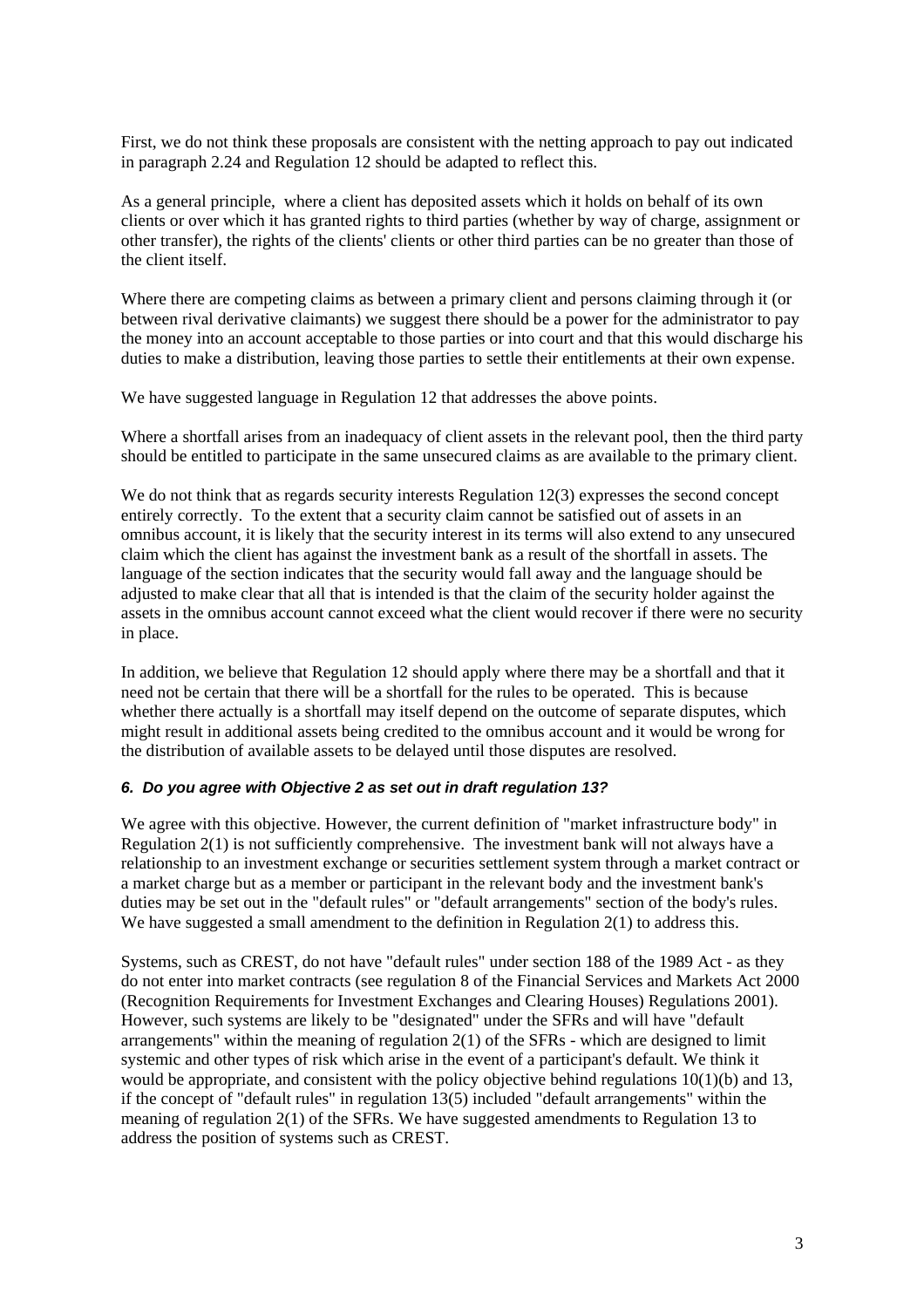First, we do not think these proposals are consistent with the netting approach to pay out indicated in paragraph 2.24 and Regulation 12 should be adapted to reflect this.

As a general principle, where a client has deposited assets which it holds on behalf of its own clients or over which it has granted rights to third parties (whether by way of charge, assignment or other transfer), the rights of the clients' clients or other third parties can be no greater than those of the client itself.

Where there are competing claims as between a primary client and persons claiming through it (or between rival derivative claimants) we suggest there should be a power for the administrator to pay the money into an account acceptable to those parties or into court and that this would discharge his duties to make a distribution, leaving those parties to settle their entitlements at their own expense.

We have suggested language in Regulation 12 that addresses the above points.

Where a shortfall arises from an inadequacy of client assets in the relevant pool, then the third party should be entitled to participate in the same unsecured claims as are available to the primary client.

We do not think that as regards security interests Regulation 12(3) expresses the second concept entirely correctly. To the extent that a security claim cannot be satisfied out of assets in an omnibus account, it is likely that the security interest in its terms will also extend to any unsecured claim which the client has against the investment bank as a result of the shortfall in assets. The language of the section indicates that the security would fall away and the language should be adjusted to make clear that all that is intended is that the claim of the security holder against the assets in the omnibus account cannot exceed what the client would recover if there were no security in place.

In addition, we believe that Regulation 12 should apply where there may be a shortfall and that it need not be certain that there will be a shortfall for the rules to be operated. This is because whether there actually is a shortfall may itself depend on the outcome of separate disputes, which might result in additional assets being credited to the omnibus account and it would be wrong for the distribution of available assets to be delayed until those disputes are resolved.

***6. Do you agree with Objective 2 as set out in draft regulation 13?***

We agree with this objective. However, the current definition of "market infrastructure body" in Regulation 2(1) is not sufficiently comprehensive. The investment bank will not always have a relationship to an investment exchange or securities settlement system through a market contract or a market charge but as a member or participant in the relevant body and the investment bank's duties may be set out in the "default rules" or "default arrangements" section of the body's rules. We have suggested a small amendment to the definition in Regulation 2(1) to address this.

Systems, such as CREST, do not have "default rules" under section 188 of the 1989 Act - as they do not enter into market contracts (see regulation 8 of the Financial Services and Markets Act 2000 (Recognition Requirements for Investment Exchanges and Clearing Houses) Regulations 2001). However, such systems are likely to be "designated" under the SFRs and will have "default arrangements" within the meaning of regulation 2(1) of the SFRs - which are designed to limit systemic and other types of risk which arise in the event of a participant's default. We think it would be appropriate, and consistent with the policy objective behind regulations 10(1)(b) and 13, if the concept of "default rules" in regulation 13(5) included "default arrangements" within the meaning of regulation 2(1) of the SFRs. We have suggested amendments to Regulation 13 to address the position of systems such as CREST.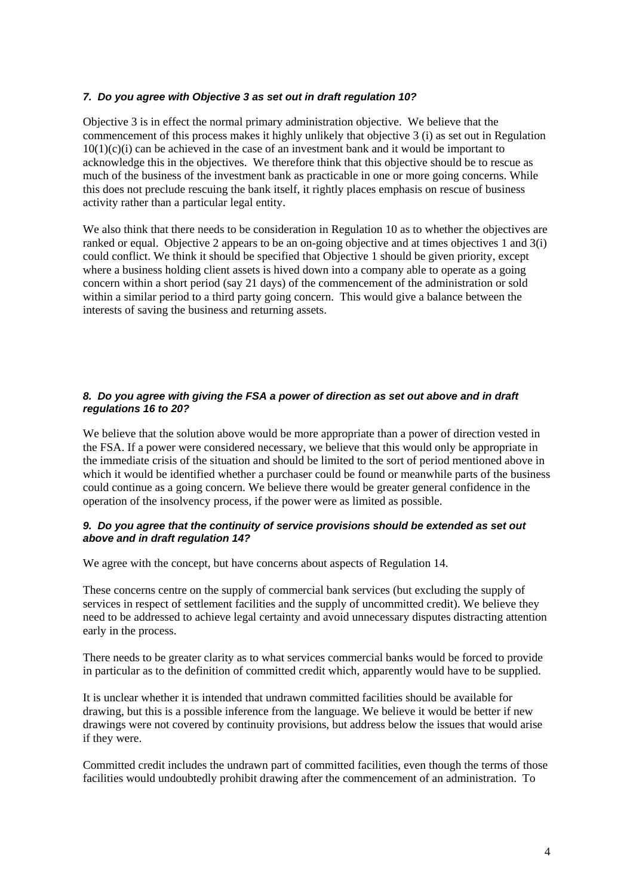***7. Do you agree with Objective 3 as set out in draft regulation 10?***

Objective 3 is in effect the normal primary administration objective. We believe that the commencement of this process makes it highly unlikely that objective 3 (i) as set out in Regulation 10(1)(c)(i) can be achieved in the case of an investment bank and it would be important to acknowledge this in the objectives. We therefore think that this objective should be to rescue as much of the business of the investment bank as practicable in one or more going concerns. While this does not preclude rescuing the bank itself, it rightly places emphasis on rescue of business activity rather than a particular legal entity.

We also think that there needs to be consideration in Regulation 10 as to whether the objectives are ranked or equal. Objective 2 appears to be an on-going objective and at times objectives 1 and 3(i) could conflict. We think it should be specified that Objective 1 should be given priority, except where a business holding client assets is hived down into a company able to operate as a going concern within a short period (say 21 days) of the commencement of the administration or sold within a similar period to a third party going concern. This would give a balance between the interests of saving the business and returning assets.

***8. Do you agree with giving the FSA a power of direction as set out above and in draft regulations 16 to 20?***

We believe that the solution above would be more appropriate than a power of direction vested in the FSA. If a power were considered necessary, we believe that this would only be appropriate in the immediate crisis of the situation and should be limited to the sort of period mentioned above in which it would be identified whether a purchaser could be found or meanwhile parts of the business could continue as a going concern. We believe there would be greater general confidence in the operation of the insolvency process, if the power were as limited as possible.

***9. Do you agree that the continuity of service provisions should be extended as set out above and in draft regulation 14?***

We agree with the concept, but have concerns about aspects of Regulation 14.

These concerns centre on the supply of commercial bank services (but excluding the supply of services in respect of settlement facilities and the supply of uncommitted credit). We believe they need to be addressed to achieve legal certainty and avoid unnecessary disputes distracting attention early in the process.

There needs to be greater clarity as to what services commercial banks would be forced to provide in particular as to the definition of committed credit which, apparently would have to be supplied.

It is unclear whether it is intended that undrawn committed facilities should be available for drawing, but this is a possible inference from the language. We believe it would be better if new drawings were not covered by continuity provisions, but address below the issues that would arise if they were.

Committed credit includes the undrawn part of committed facilities, even though the terms of those facilities would undoubtedly prohibit drawing after the commencement of an administration. To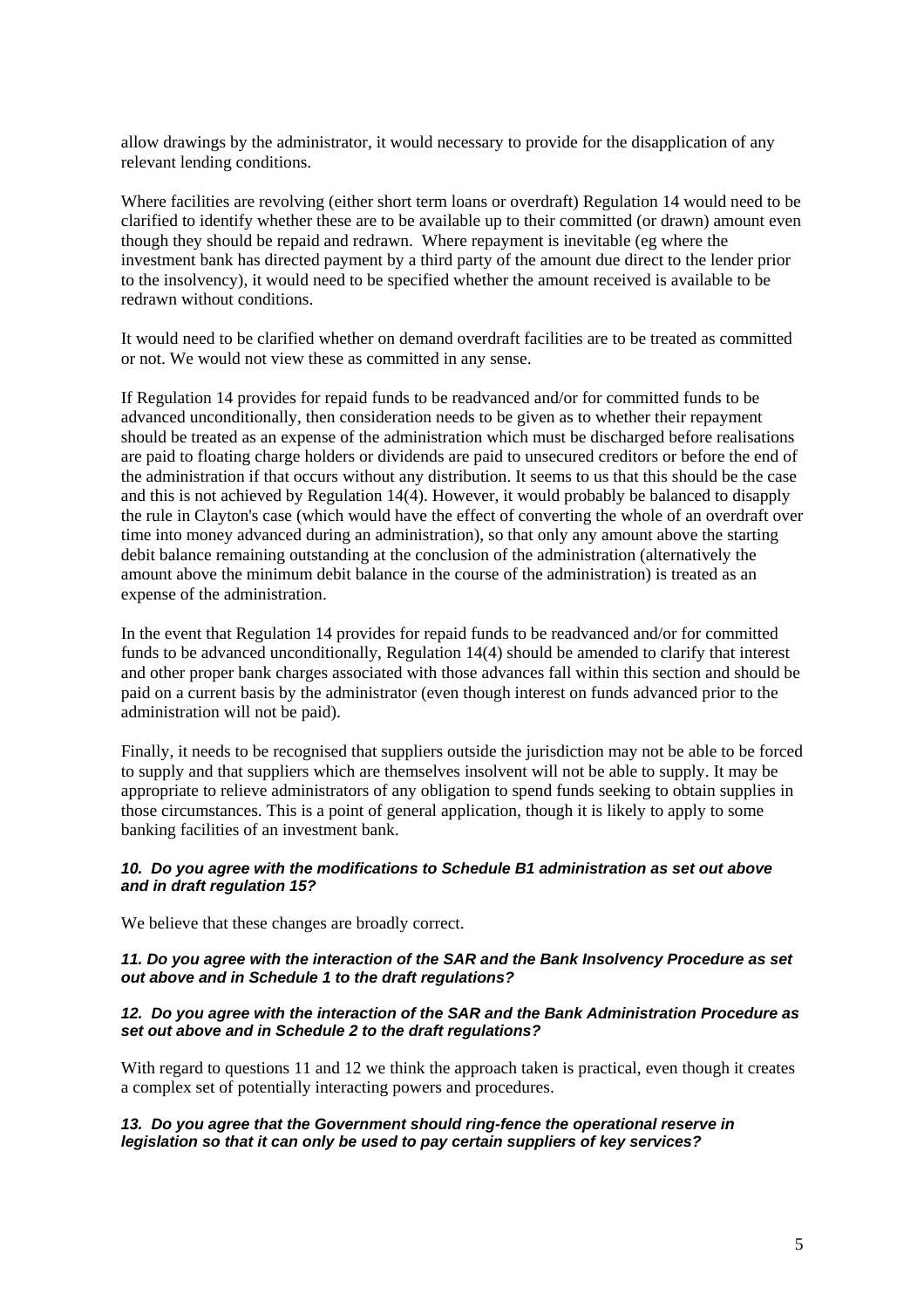allow drawings by the administrator, it would necessary to provide for the disapplication of any relevant lending conditions.

Where facilities are revolving (either short term loans or overdraft) Regulation 14 would need to be clarified to identify whether these are to be available up to their committed (or drawn) amount even though they should be repaid and redrawn. Where repayment is inevitable (eg where the investment bank has directed payment by a third party of the amount due direct to the lender prior to the insolvency), it would need to be specified whether the amount received is available to be redrawn without conditions.

It would need to be clarified whether on demand overdraft facilities are to be treated as committed or not. We would not view these as committed in any sense.

If Regulation 14 provides for repaid funds to be readvanced and/or for committed funds to be advanced unconditionally, then consideration needs to be given as to whether their repayment should be treated as an expense of the administration which must be discharged before realisations are paid to floating charge holders or dividends are paid to unsecured creditors or before the end of the administration if that occurs without any distribution. It seems to us that this should be the case and this is not achieved by Regulation 14(4). However, it would probably be balanced to disapply the rule in Clayton's case (which would have the effect of converting the whole of an overdraft over time into money advanced during an administration), so that only any amount above the starting debit balance remaining outstanding at the conclusion of the administration (alternatively the amount above the minimum debit balance in the course of the administration) is treated as an expense of the administration.

In the event that Regulation 14 provides for repaid funds to be readvanced and/or for committed funds to be advanced unconditionally, Regulation 14(4) should be amended to clarify that interest and other proper bank charges associated with those advances fall within this section and should be paid on a current basis by the administrator (even though interest on funds advanced prior to the administration will not be paid).

Finally, it needs to be recognised that suppliers outside the jurisdiction may not be able to be forced to supply and that suppliers which are themselves insolvent will not be able to supply. It may be appropriate to relieve administrators of any obligation to spend funds seeking to obtain supplies in those circumstances. This is a point of general application, though it is likely to apply to some banking facilities of an investment bank.

***10. Do you agree with the modifications to Schedule B1 administration as set out above and in draft regulation 15?***

We believe that these changes are broadly correct.

***11. Do you agree with the interaction of the SAR and the Bank Insolvency Procedure as set out above and in Schedule 1 to the draft regulations?***

***12. Do you agree with the interaction of the SAR and the Bank Administration Procedure as set out above and in Schedule 2 to the draft regulations?***

With regard to questions 11 and 12 we think the approach taken is practical, even though it creates a complex set of potentially interacting powers and procedures.

***13. Do you agree that the Government should ring-fence the operational reserve in legislation so that it can only be used to pay certain suppliers of key services?***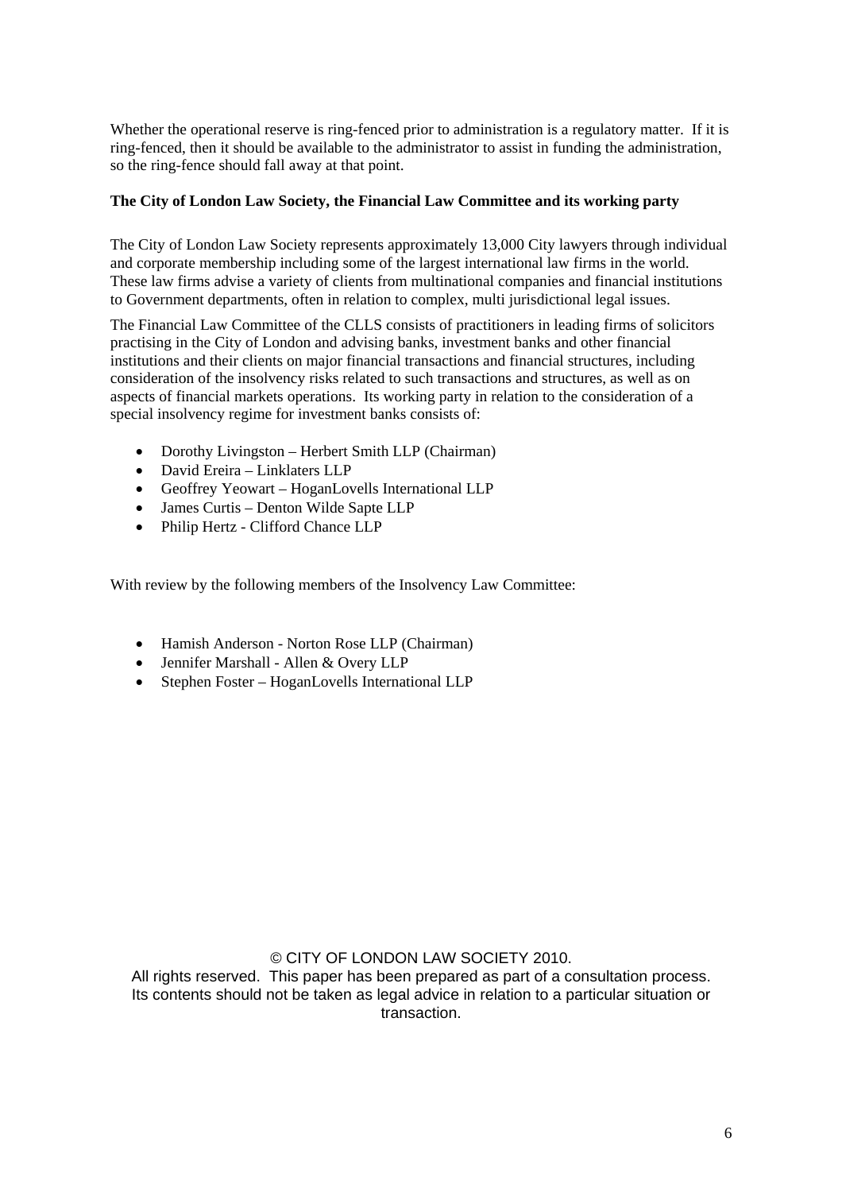Whether the operational reserve is ring-fenced prior to administration is a regulatory matter. If it is ring-fenced, then it should be available to the administrator to assist in funding the administration, so the ring-fence should fall away at that point.

**The City of London Law Society, the Financial Law Committee and its working party**

The City of London Law Society represents approximately 13,000 City lawyers through individual and corporate membership including some of the largest international law firms in the world. These law firms advise a variety of clients from multinational companies and financial institutions to Government departments, often in relation to complex, multi jurisdictional legal issues.

The Financial Law Committee of the CLLS consists of practitioners in leading firms of solicitors practising in the City of London and advising banks, investment banks and other financial institutions and their clients on major financial transactions and financial structures, including consideration of the insolvency risks related to such transactions and structures, as well as on aspects of financial markets operations. Its working party in relation to the consideration of a special insolvency regime for investment banks consists of:

- Dorothy Livingston – Herbert Smith LLP (Chairman)
- David Ereira – Linklaters LLP
- Geoffrey Yeowart – HoganLovells International LLP
- James Curtis – Denton Wilde Sapte LLP
- Philip Hertz - Clifford Chance LLP

With review by the following members of the Insolvency Law Committee:

- Hamish Anderson - Norton Rose LLP (Chairman)
- Jennifer Marshall - Allen & Overy LLP
- Stephen Foster – HoganLovells International LLP

© CITY OF LONDON LAW SOCIETY 2010.
All rights reserved. This paper has been prepared as part of a consultation process. Its contents should not be taken as legal advice in relation to a particular situation or transaction.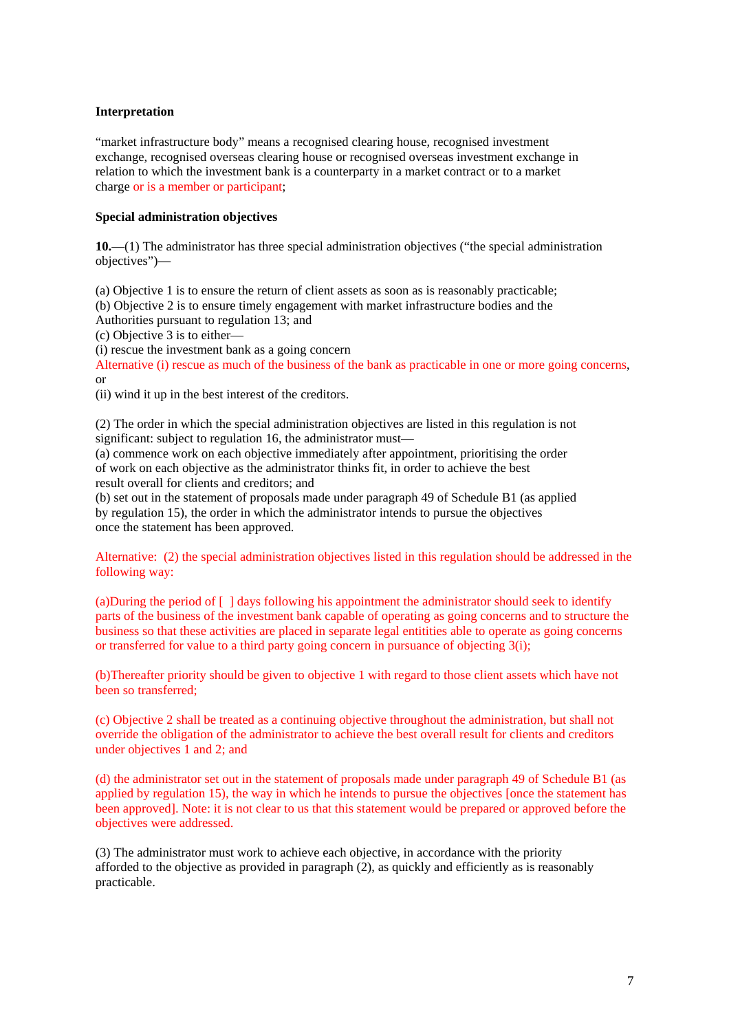**Interpretation**

"market infrastructure body" means a recognised clearing house, recognised investment exchange, recognised overseas clearing house or recognised overseas investment exchange in relation to which the investment bank is a counterparty in a market contract or to a market charge or is a member or participant;

**Special administration objectives**

**10.**—(1) The administrator has three special administration objectives ("the special administration objectives")—

(a) Objective 1 is to ensure the return of client assets as soon as is reasonably practicable;
(b) Objective 2 is to ensure timely engagement with market infrastructure bodies and the Authorities pursuant to regulation 13; and
(c) Objective 3 is to either—
(i) rescue the investment bank as a going concern
Alternative (i) rescue as much of the business of the bank as practicable in one or more going concerns, or
(ii) wind it up in the best interest of the creditors.

(2) The order in which the special administration objectives are listed in this regulation is not significant: subject to regulation 16, the administrator must—
(a) commence work on each objective immediately after appointment, prioritising the order of work on each objective as the administrator thinks fit, in order to achieve the best result overall for clients and creditors; and
(b) set out in the statement of proposals made under paragraph 49 of Schedule B1 (as applied by regulation 15), the order in which the administrator intends to pursue the objectives once the statement has been approved.

Alternative: (2) the special administration objectives listed in this regulation should be addressed in the following way:

(a)During the period of [ ] days following his appointment the administrator should seek to identify parts of the business of the investment bank capable of operating as going concerns and to structure the business so that these activities are placed in separate legal entitities able to operate as going concerns or transferred for value to a third party going concern in pursuance of objecting 3(i);

(b)Thereafter priority should be given to objective 1 with regard to those client assets which have not been so transferred;

(c) Objective 2 shall be treated as a continuing objective throughout the administration, but shall not override the obligation of the administrator to achieve the best overall result for clients and creditors under objectives 1 and 2; and

(d) the administrator set out in the statement of proposals made under paragraph 49 of Schedule B1 (as applied by regulation 15), the way in which he intends to pursue the objectives [once the statement has been approved]. Note: it is not clear to us that this statement would be prepared or approved before the objectives were addressed.

(3) The administrator must work to achieve each objective, in accordance with the priority afforded to the objective as provided in paragraph (2), as quickly and efficiently as is reasonably practicable.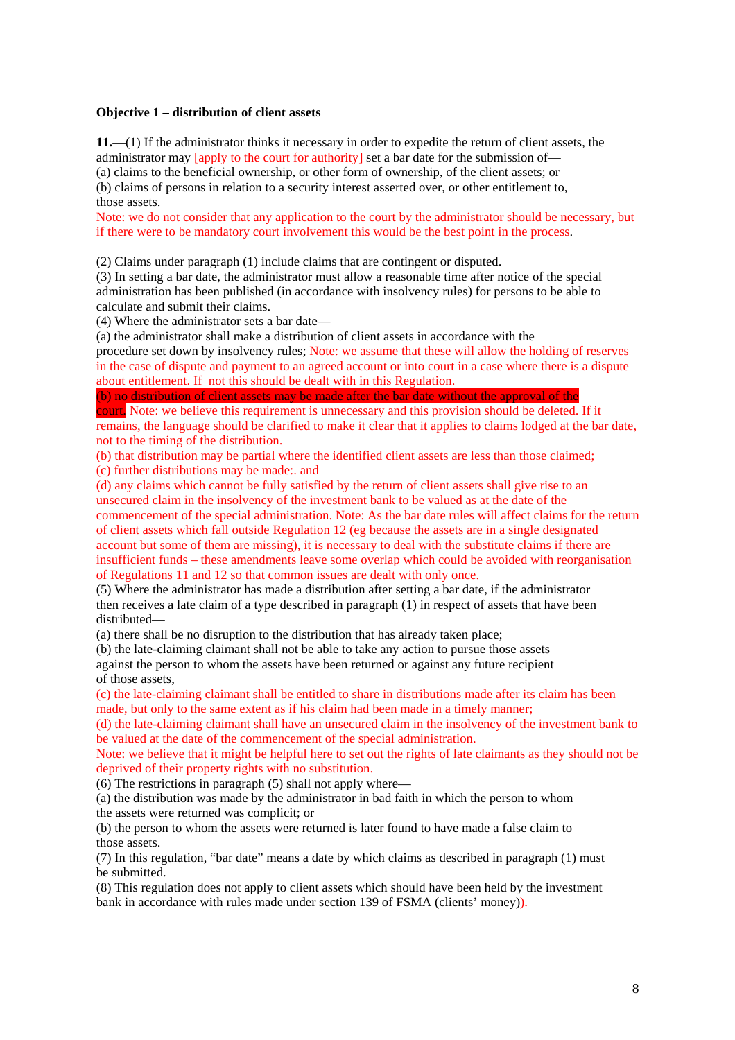**Objective 1 – distribution of client assets**

**11.**—(1) If the administrator thinks it necessary in order to expedite the return of client assets, the administrator may [apply to the court for authority] set a bar date for the submission of—
(a) claims to the beneficial ownership, or other form of ownership, of the client assets; or
(b) claims of persons in relation to a security interest asserted over, or other entitlement to, those assets.
Note: we do not consider that any application to the court by the administrator should be necessary, but if there were to be mandatory court involvement this would be the best point in the process.

(2) Claims under paragraph (1) include claims that are contingent or disputed.
(3) In setting a bar date, the administrator must allow a reasonable time after notice of the special administration has been published (in accordance with insolvency rules) for persons to be able to calculate and submit their claims.
(4) Where the administrator sets a bar date—
(a) the administrator shall make a distribution of client assets in accordance with the procedure set down by insolvency rules; Note: we assume that these will allow the holding of reserves in the case of dispute and payment to an agreed account or into court in a case where there is a dispute about entitlement. If not this should be dealt with in this Regulation.
(b) no distribution of client assets may be made after the bar date without the approval of the court. Note: we believe this requirement is unnecessary and this provision should be deleted. If it remains, the language should be clarified to make it clear that it applies to claims lodged at the bar date, not to the timing of the distribution.
(b) that distribution may be partial where the identified client assets are less than those claimed;
(c) further distributions may be made:. and
(d) any claims which cannot be fully satisfied by the return of client assets shall give rise to an unsecured claim in the insolvency of the investment bank to be valued as at the date of the commencement of the special administration. Note: As the bar date rules will affect claims for the return of client assets which fall outside Regulation 12 (eg because the assets are in a single designated account but some of them are missing), it is necessary to deal with the substitute claims if there are insufficient funds – these amendments leave some overlap which could be avoided with reorganisation of Regulations 11 and 12 so that common issues are dealt with only once.
(5) Where the administrator has made a distribution after setting a bar date, if the administrator then receives a late claim of a type described in paragraph (1) in respect of assets that have been distributed—
(a) there shall be no disruption to the distribution that has already taken place;
(b) the late-claiming claimant shall not be able to take any action to pursue those assets against the person to whom the assets have been returned or against any future recipient of those assets,
(c) the late-claiming claimant shall be entitled to share in distributions made after its claim has been made, but only to the same extent as if his claim had been made in a timely manner;
(d) the late-claiming claimant shall have an unsecured claim in the insolvency of the investment bank to be valued at the date of the commencement of the special administration.
Note: we believe that it might be helpful here to set out the rights of late claimants as they should not be deprived of their property rights with no substitution.
(6) The restrictions in paragraph (5) shall not apply where—
(a) the distribution was made by the administrator in bad faith in which the person to whom the assets were returned was complicit; or
(b) the person to whom the assets were returned is later found to have made a false claim to those assets.
(7) In this regulation, "bar date" means a date by which claims as described in paragraph (1) must be submitted.
(8) This regulation does not apply to client assets which should have been held by the investment bank in accordance with rules made under section 139 of FSMA (clients' money)).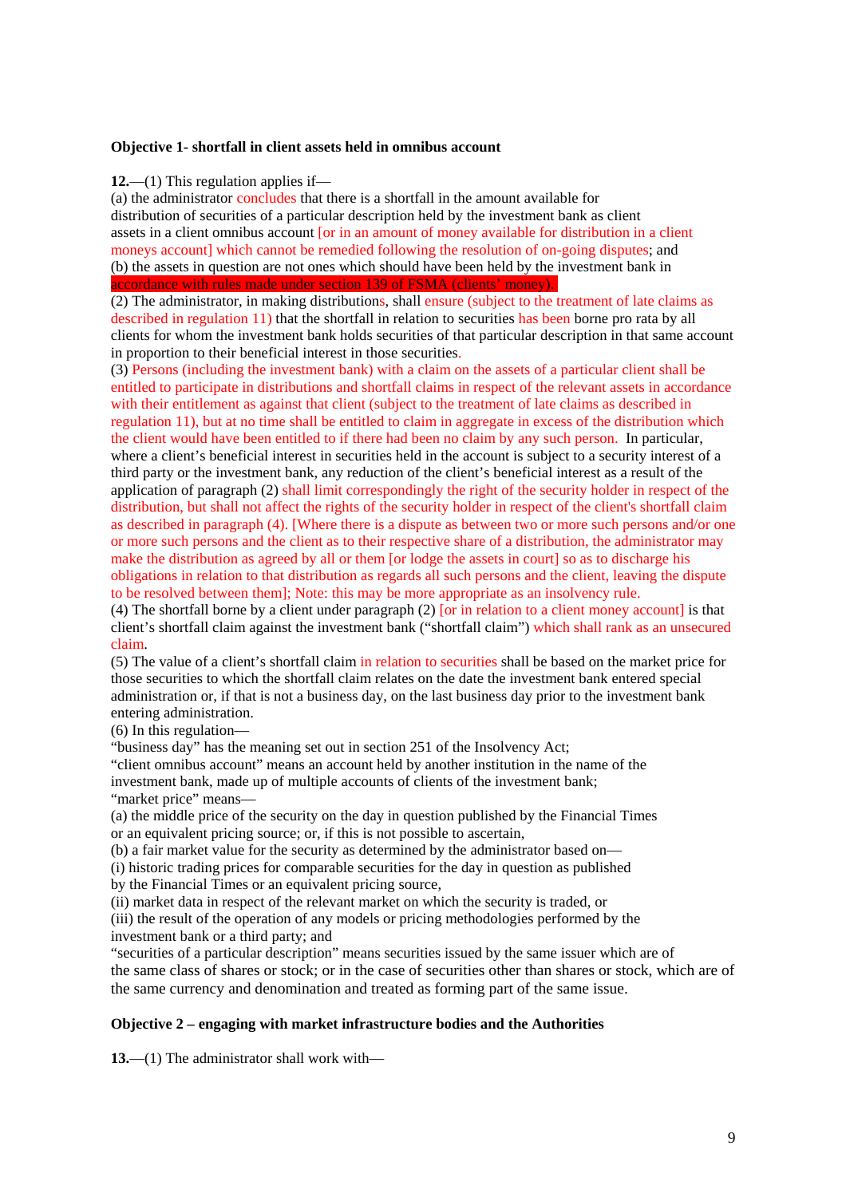**Objective 1- shortfall in client assets held in omnibus account**

**12.**—(1) This regulation applies if—

(a) the administrator concludes that there is a shortfall in the amount available for distribution of securities of a particular description held by the investment bank as client assets in a client omnibus account [or in an amount of money available for distribution in a client moneys account] which cannot be remedied following the resolution of on-going disputes; and

(b) the assets in question are not ones which should have been held by the investment bank in accordance with rules made under section 139 of FSMA (clients' money).

(2) The administrator, in making distributions, shall ensure (subject to the treatment of late claims as described in regulation 11) that the shortfall in relation to securities has been borne pro rata by all clients for whom the investment bank holds securities of that particular description in that same account in proportion to their beneficial interest in those securities.

(3) Persons (including the investment bank) with a claim on the assets of a particular client shall be entitled to participate in distributions and shortfall claims in respect of the relevant assets in accordance with their entitlement as against that client (subject to the treatment of late claims as described in regulation 11), but at no time shall be entitled to claim in aggregate in excess of the distribution which the client would have been entitled to if there had been no claim by any such person. In particular, where a client's beneficial interest in securities held in the account is subject to a security interest of a third party or the investment bank, any reduction of the client's beneficial interest as a result of the application of paragraph (2) shall limit correspondingly the right of the security holder in respect of the distribution, but shall not affect the rights of the security holder in respect of the client's shortfall claim as described in paragraph (4). [Where there is a dispute as between two or more such persons and/or one or more such persons and the client as to their respective share of a distribution, the administrator may make the distribution as agreed by all or them [or lodge the assets in court] so as to discharge his obligations in relation to that distribution as regards all such persons and the client, leaving the dispute to be resolved between them]; Note: this may be more appropriate as an insolvency rule.

(4) The shortfall borne by a client under paragraph (2) [or in relation to a client money account] is that client's shortfall claim against the investment bank ("shortfall claim") which shall rank as an unsecured claim.

(5) The value of a client's shortfall claim in relation to securities shall be based on the market price for those securities to which the shortfall claim relates on the date the investment bank entered special administration or, if that is not a business day, on the last business day prior to the investment bank entering administration.

(6) In this regulation—

"business day" has the meaning set out in section 251 of the Insolvency Act;

"client omnibus account" means an account held by another institution in the name of the investment bank, made up of multiple accounts of clients of the investment bank;

"market price" means—

(a) the middle price of the security on the day in question published by the Financial Times or an equivalent pricing source; or, if this is not possible to ascertain,

(b) a fair market value for the security as determined by the administrator based on—

(i) historic trading prices for comparable securities for the day in question as published by the Financial Times or an equivalent pricing source,

(ii) market data in respect of the relevant market on which the security is traded, or

(iii) the result of the operation of any models or pricing methodologies performed by the investment bank or a third party; and

"securities of a particular description" means securities issued by the same issuer which are of the same class of shares or stock; or in the case of securities other than shares or stock, which are of the same currency and denomination and treated as forming part of the same issue.

**Objective 2 – engaging with market infrastructure bodies and the Authorities**

**13.**—(1) The administrator shall work with—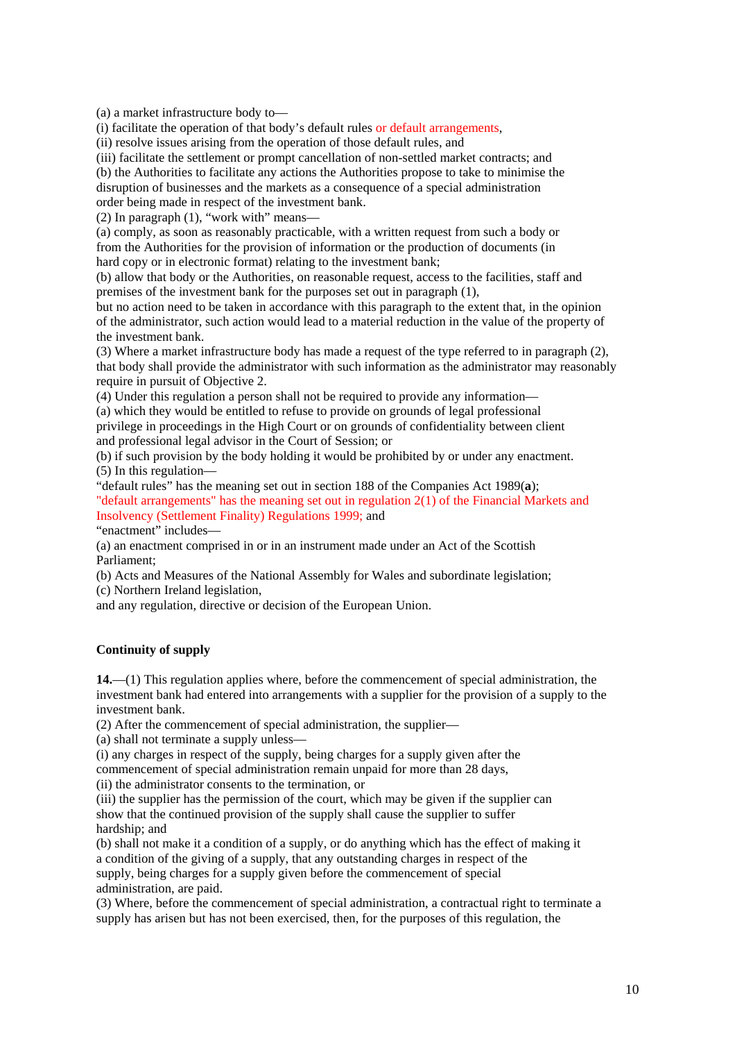(a) a market infrastructure body to—

(i) facilitate the operation of that body's default rules or default arrangements,

(ii) resolve issues arising from the operation of those default rules, and

(iii) facilitate the settlement or prompt cancellation of non-settled market contracts; and

(b) the Authorities to facilitate any actions the Authorities propose to take to minimise the disruption of businesses and the markets as a consequence of a special administration order being made in respect of the investment bank.

(2) In paragraph (1), "work with" means—

(a) comply, as soon as reasonably practicable, with a written request from such a body or from the Authorities for the provision of information or the production of documents (in hard copy or in electronic format) relating to the investment bank;

(b) allow that body or the Authorities, on reasonable request, access to the facilities, staff and premises of the investment bank for the purposes set out in paragraph (1),

but no action need to be taken in accordance with this paragraph to the extent that, in the opinion of the administrator, such action would lead to a material reduction in the value of the property of the investment bank.

(3) Where a market infrastructure body has made a request of the type referred to in paragraph (2), that body shall provide the administrator with such information as the administrator may reasonably require in pursuit of Objective 2.

(4) Under this regulation a person shall not be required to provide any information—

(a) which they would be entitled to refuse to provide on grounds of legal professional privilege in proceedings in the High Court or on grounds of confidentiality between client and professional legal advisor in the Court of Session; or

(b) if such provision by the body holding it would be prohibited by or under any enactment.

(5) In this regulation—

"default rules" has the meaning set out in section 188 of the Companies Act 1989(**a**);

"default arrangements" has the meaning set out in regulation 2(1) of the Financial Markets and Insolvency (Settlement Finality) Regulations 1999; and

"enactment" includes—

(a) an enactment comprised in or in an instrument made under an Act of the Scottish Parliament;

(b) Acts and Measures of the National Assembly for Wales and subordinate legislation;

(c) Northern Ireland legislation,

and any regulation, directive or decision of the European Union.

**Continuity of supply**

**14.**—(1) This regulation applies where, before the commencement of special administration, the investment bank had entered into arrangements with a supplier for the provision of a supply to the investment bank.

(2) After the commencement of special administration, the supplier—

(a) shall not terminate a supply unless—

(i) any charges in respect of the supply, being charges for a supply given after the commencement of special administration remain unpaid for more than 28 days,

(ii) the administrator consents to the termination, or

(iii) the supplier has the permission of the court, which may be given if the supplier can show that the continued provision of the supply shall cause the supplier to suffer hardship; and

(b) shall not make it a condition of a supply, or do anything which has the effect of making it a condition of the giving of a supply, that any outstanding charges in respect of the supply, being charges for a supply given before the commencement of special administration, are paid.

(3) Where, before the commencement of special administration, a contractual right to terminate a supply has arisen but has not been exercised, then, for the purposes of this regulation, the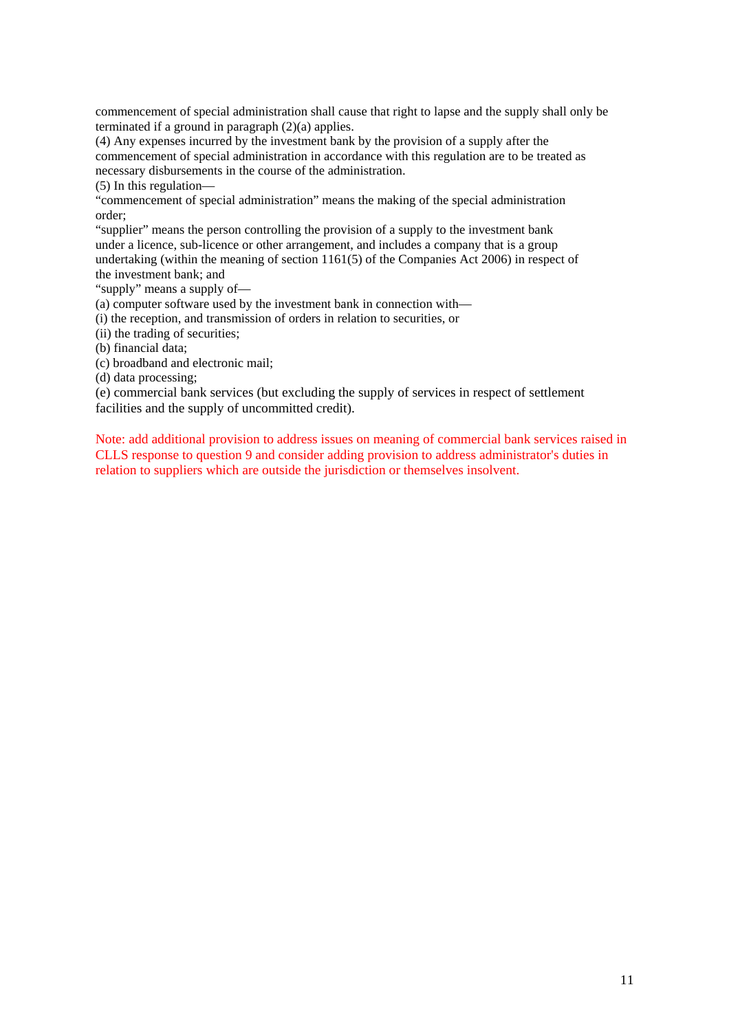commencement of special administration shall cause that right to lapse and the supply shall only be terminated if a ground in paragraph (2)(a) applies.

(4) Any expenses incurred by the investment bank by the provision of a supply after the commencement of special administration in accordance with this regulation are to be treated as necessary disbursements in the course of the administration.

(5) In this regulation—

"commencement of special administration" means the making of the special administration order;

"supplier" means the person controlling the provision of a supply to the investment bank under a licence, sub-licence or other arrangement, and includes a company that is a group undertaking (within the meaning of section 1161(5) of the Companies Act 2006) in respect of the investment bank; and

"supply" means a supply of—

(a) computer software used by the investment bank in connection with—

(i) the reception, and transmission of orders in relation to securities, or

(ii) the trading of securities;

(b) financial data;

(c) broadband and electronic mail;

(d) data processing;

(e) commercial bank services (but excluding the supply of services in respect of settlement facilities and the supply of uncommitted credit).

Note: add additional provision to address issues on meaning of commercial bank services raised in CLLS response to question 9 and consider adding provision to address administrator's duties in relation to suppliers which are outside the jurisdiction or themselves insolvent.